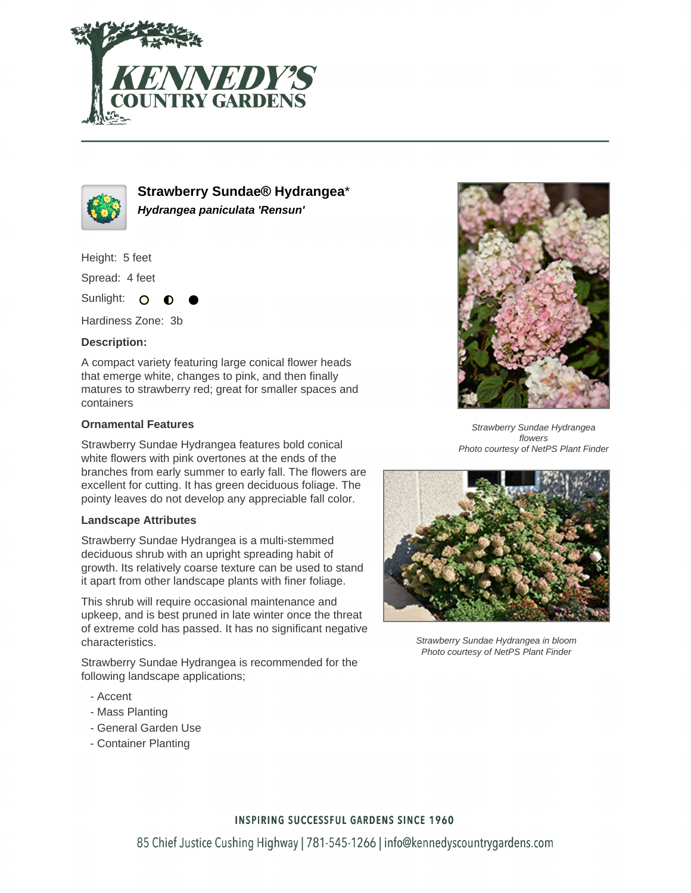# Strawberry Sundae® Hydrangea*

***Hydrangea paniculata 'Rensun'***

Height: 5 feet

Spread: 4 feet

Sunlight: ○ ◐ ●

Hardiness Zone: 3b

**Description:**

A compact variety featuring large conical flower heads that emerge white, changes to pink, and then finally matures to strawberry red; great for smaller spaces and containers

### Ornamental Features

Strawberry Sundae Hydrangea features bold conical white flowers with pink overtones at the ends of the branches from early summer to early fall. The flowers are excellent for cutting. It has green deciduous foliage. The pointy leaves do not develop any appreciable fall color.

### Landscape Attributes

Strawberry Sundae Hydrangea is a multi-stemmed deciduous shrub with an upright spreading habit of growth. Its relatively coarse texture can be used to stand it apart from other landscape plants with finer foliage.

This shrub will require occasional maintenance and upkeep, and is best pruned in late winter once the threat of extreme cold has passed. It has no significant negative characteristics.

Strawberry Sundae Hydrangea is recommended for the following landscape applications;

- Accent
- Mass Planting
- General Garden Use
- Container Planting

*Strawberry Sundae Hydrangea flowers*
*Photo courtesy of NetPS Plant Finder*

*Strawberry Sundae Hydrangea in bloom*
*Photo courtesy of NetPS Plant Finder*

INSPIRING SUCCESSFUL GARDENS SINCE 1960

85 Chief Justice Cushing Highway | 781-545-1266 | info@kennedyscountrygardens.com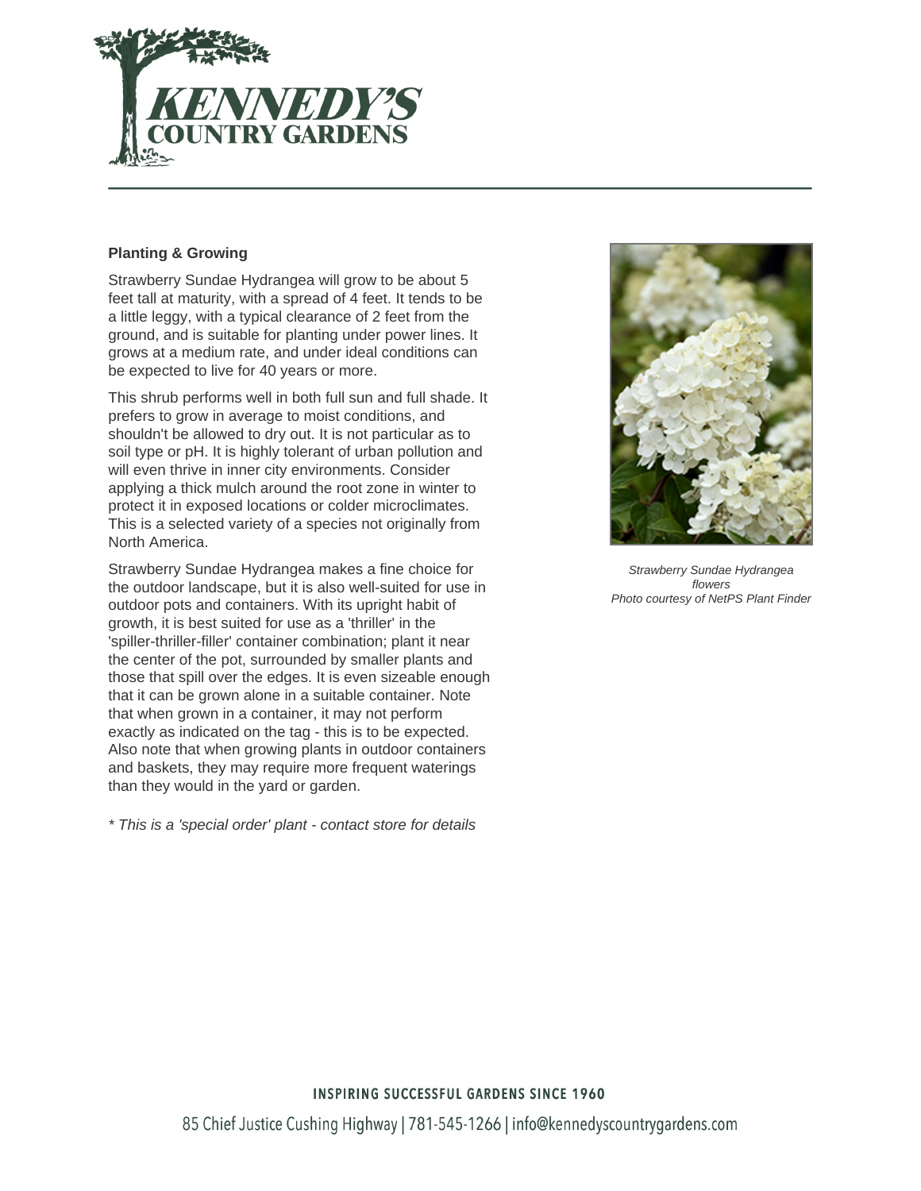## Planting & Growing

Strawberry Sundae Hydrangea will grow to be about 5 feet tall at maturity, with a spread of 4 feet. It tends to be a little leggy, with a typical clearance of 2 feet from the ground, and is suitable for planting under power lines. It grows at a medium rate, and under ideal conditions can be expected to live for 40 years or more.

This shrub performs well in both full sun and full shade. It prefers to grow in average to moist conditions, and shouldn't be allowed to dry out. It is not particular as to soil type or pH. It is highly tolerant of urban pollution and will even thrive in inner city environments. Consider applying a thick mulch around the root zone in winter to protect it in exposed locations or colder microclimates. This is a selected variety of a species not originally from North America.

Strawberry Sundae Hydrangea makes a fine choice for the outdoor landscape, but it is also well-suited for use in outdoor pots and containers. With its upright habit of growth, it is best suited for use as a 'thriller' in the 'spiller-thriller-filler' container combination; plant it near the center of the pot, surrounded by smaller plants and those that spill over the edges. It is even sizeable enough that it can be grown alone in a suitable container. Note that when grown in a container, it may not perform exactly as indicated on the tag - this is to be expected. Also note that when growing plants in outdoor containers and baskets, they may require more frequent waterings than they would in the yard or garden.

*Strawberry Sundae Hydrangea flowers*
*Photo courtesy of NetPS Plant Finder*

*\* This is a 'special order' plant - contact store for details*

INSPIRING SUCCESSFUL GARDENS SINCE 1960

85 Chief Justice Cushing Highway | 781-545-1266 | info@kennedyscountrygardens.com